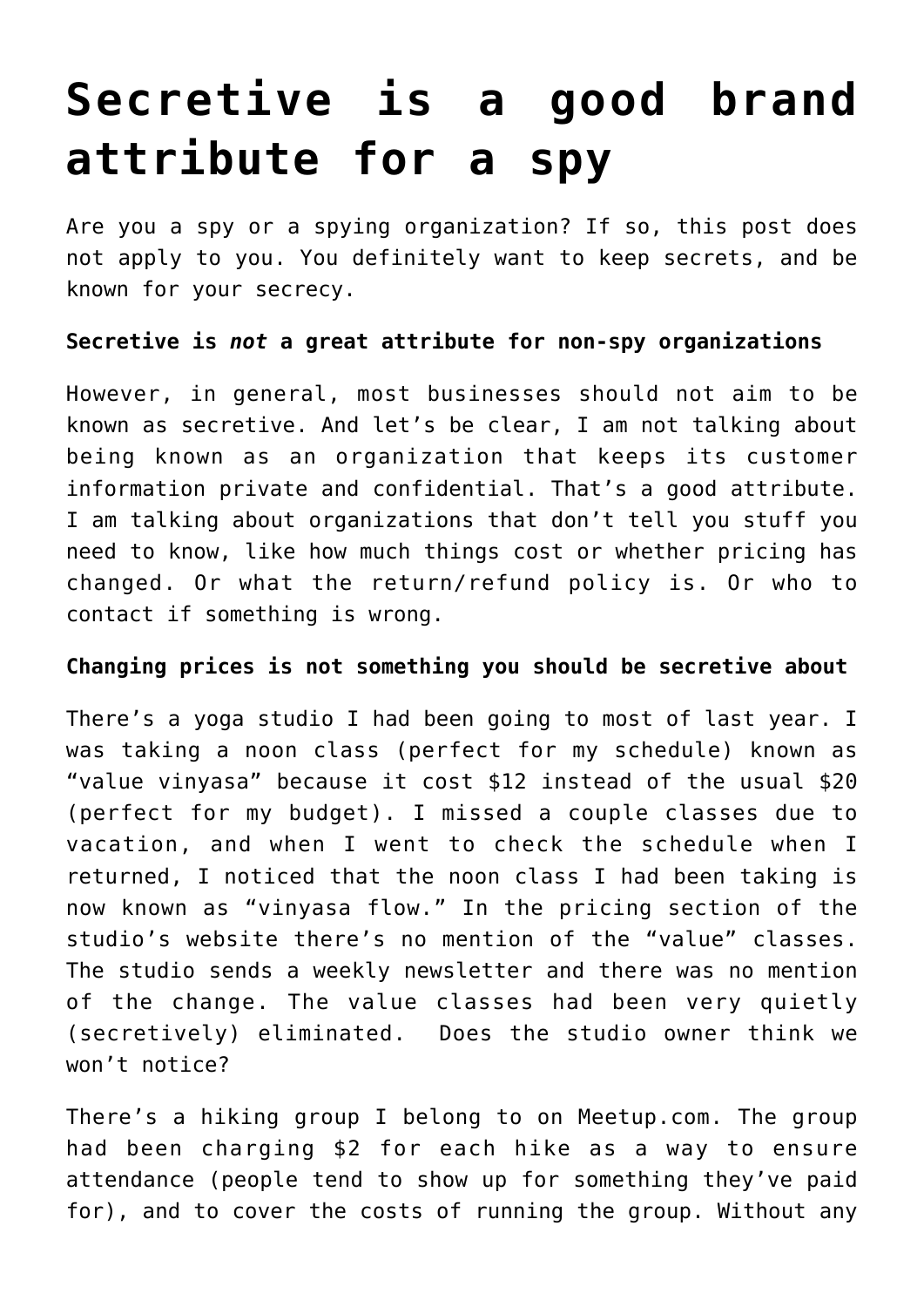# Secretive is a good brand attribute for a spy

Are you a spy or a spying organization? If so, this post does not apply to you. You definitely want to keep secrets, and be known for your secrecy.

**Secretive is *not* a great attribute for non-spy organizations**

However, in general, most businesses should not aim to be known as secretive. And let's be clear, I am not talking about being known as an organization that keeps its customer information private and confidential. That's a good attribute. I am talking about organizations that don't tell you stuff you need to know, like how much things cost or whether pricing has changed. Or what the return/refund policy is. Or who to contact if something is wrong.

**Changing prices is not something you should be secretive about**

There's a yoga studio I had been going to most of last year. I was taking a noon class (perfect for my schedule) known as "value vinyasa" because it cost $12 instead of the usual $20 (perfect for my budget). I missed a couple classes due to vacation, and when I went to check the schedule when I returned, I noticed that the noon class I had been taking is now known as "vinyasa flow." In the pricing section of the studio's website there's no mention of the "value" classes. The studio sends a weekly newsletter and there was no mention of the change. The value classes had been very quietly (secretively) eliminated. Does the studio owner think we won't notice?

There's a hiking group I belong to on Meetup.com. The group had been charging $2 for each hike as a way to ensure attendance (people tend to show up for something they've paid for), and to cover the costs of running the group. Without any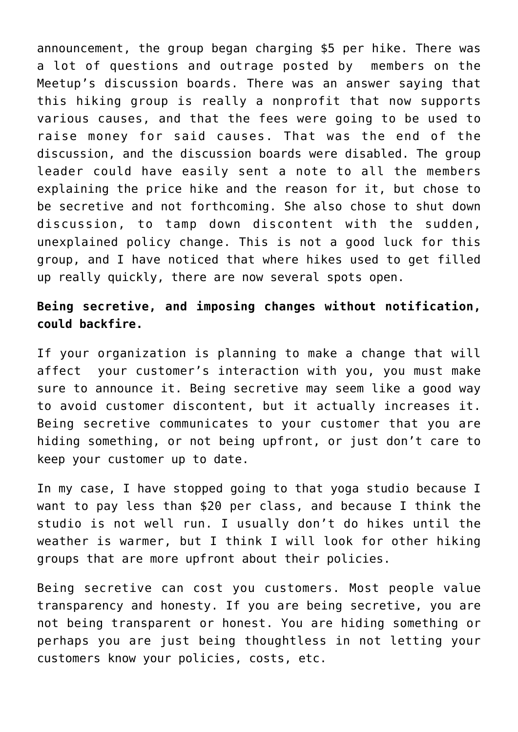announcement, the group began charging $5 per hike. There was a lot of questions and outrage posted by members on the Meetup's discussion boards. There was an answer saying that this hiking group is really a nonprofit that now supports various causes, and that the fees were going to be used to raise money for said causes. That was the end of the discussion, and the discussion boards were disabled. The group leader could have easily sent a note to all the members explaining the price hike and the reason for it, but chose to be secretive and not forthcoming. She also chose to shut down discussion, to tamp down discontent with the sudden, unexplained policy change. This is not a good luck for this group, and I have noticed that where hikes used to get filled up really quickly, there are now several spots open.

**Being secretive, and imposing changes without notification, could backfire.**

If your organization is planning to make a change that will affect your customer's interaction with you, you must make sure to announce it. Being secretive may seem like a good way to avoid customer discontent, but it actually increases it. Being secretive communicates to your customer that you are hiding something, or not being upfront, or just don't care to keep your customer up to date.

In my case, I have stopped going to that yoga studio because I want to pay less than $20 per class, and because I think the studio is not well run. I usually don't do hikes until the weather is warmer, but I think I will look for other hiking groups that are more upfront about their policies.

Being secretive can cost you customers. Most people value transparency and honesty. If you are being secretive, you are not being transparent or honest. You are hiding something or perhaps you are just being thoughtless in not letting your customers know your policies, costs, etc.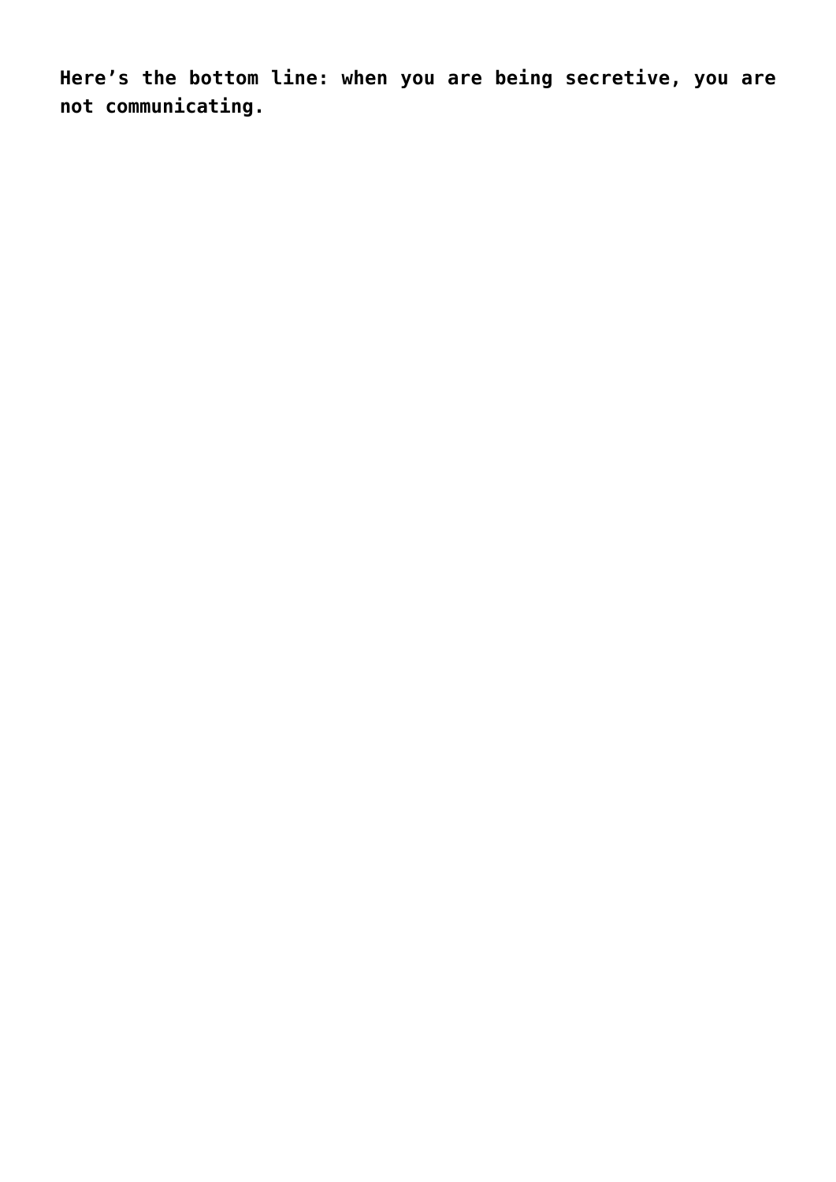**Here’s the bottom line: when you are being secretive, you are not communicating.**